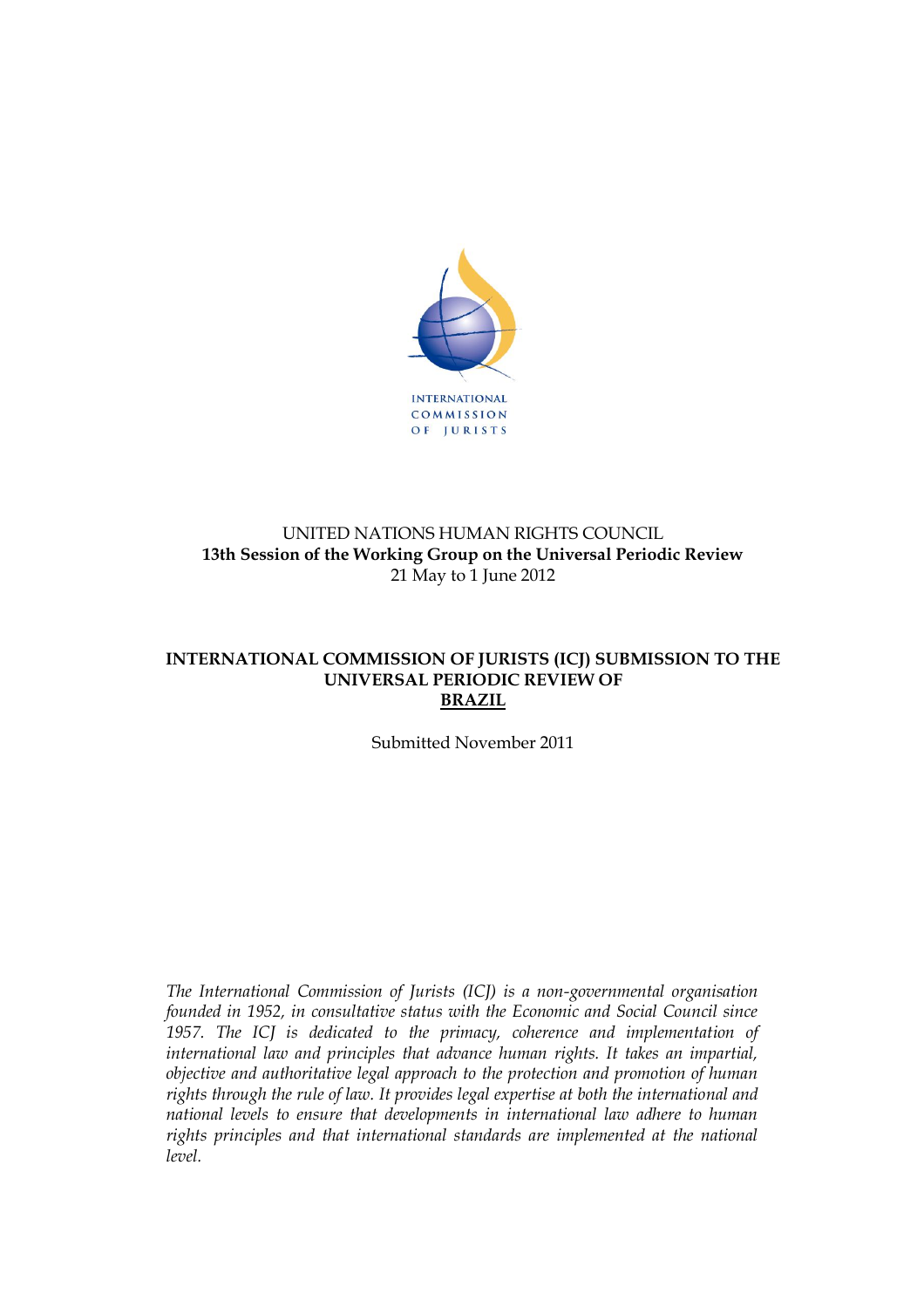INTERNATIONAL COMMISSION OF JURISTS

UNITED NATIONS HUMAN RIGHTS COUNCIL
**13th Session of the Working Group on the Universal Periodic Review**
21 May to 1 June 2012

**INTERNATIONAL COMMISSION OF JURISTS (ICJ) SUBMISSION TO THE UNIVERSAL PERIODIC REVIEW OF BRAZIL**

Submitted November 2011

*The International Commission of Jurists (ICJ) is a non-governmental organisation founded in 1952, in consultative status with the Economic and Social Council since 1957. The ICJ is dedicated to the primacy, coherence and implementation of international law and principles that advance human rights. It takes an impartial, objective and authoritative legal approach to the protection and promotion of human rights through the rule of law. It provides legal expertise at both the international and national levels to ensure that developments in international law adhere to human rights principles and that international standards are implemented at the national level.*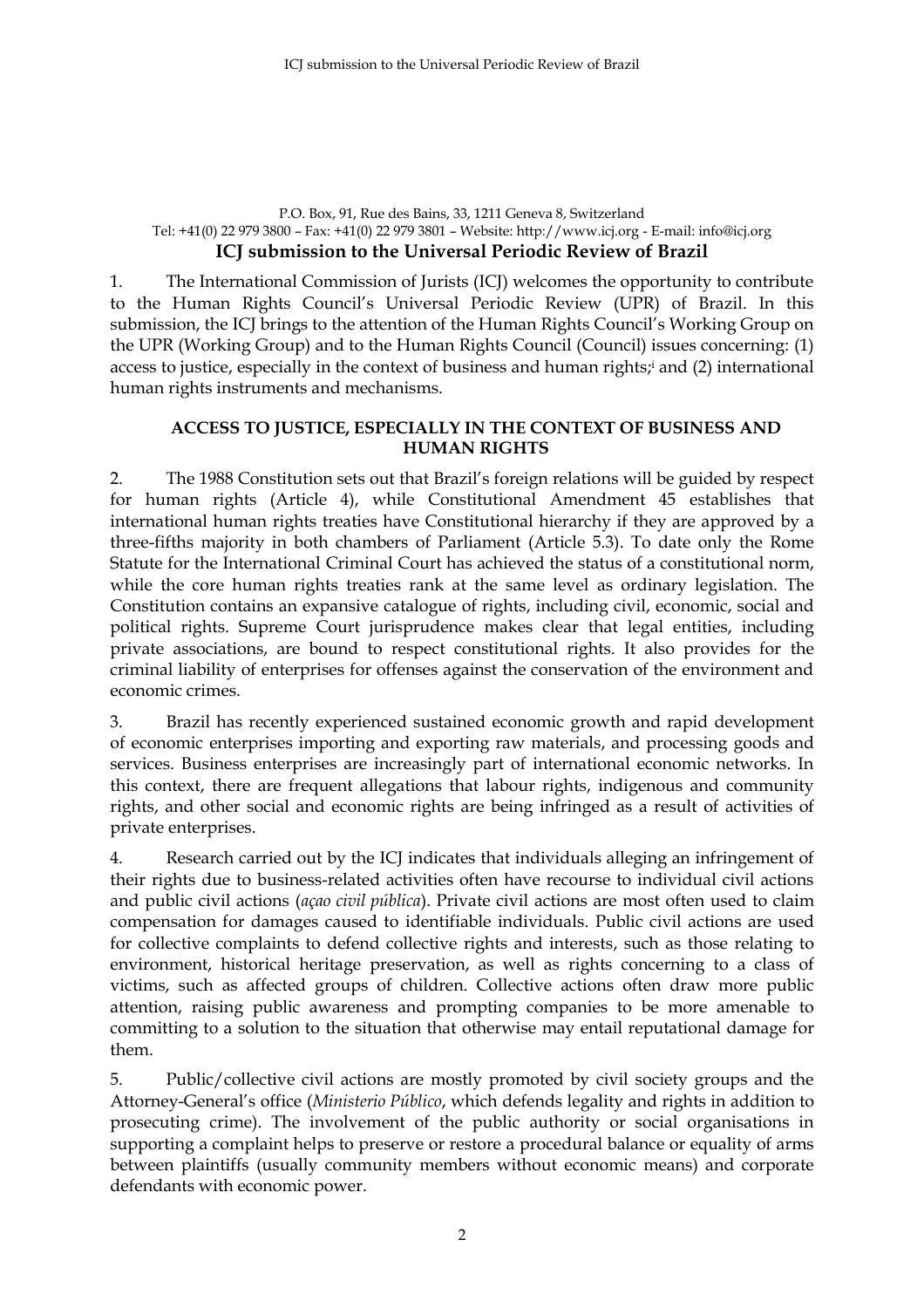P.O. Box, 91, Rue des Bains, 33, 1211 Geneva 8, Switzerland
Tel: +41(0) 22 979 3800 – Fax: +41(0) 22 979 3801 – Website: http://www.icj.org - E-mail: info@icj.org

## ICJ submission to the Universal Periodic Review of Brazil

1. The International Commission of Jurists (ICJ) welcomes the opportunity to contribute to the Human Rights Council's Universal Periodic Review (UPR) of Brazil. In this submission, the ICJ brings to the attention of the Human Rights Council's Working Group on the UPR (Working Group) and to the Human Rights Council (Council) issues concerning: (1) access to justice, especially in the context of business and human rights;[i] and (2) international human rights instruments and mechanisms.

### ACCESS TO JUSTICE, ESPECIALLY IN THE CONTEXT OF BUSINESS AND HUMAN RIGHTS

2. The 1988 Constitution sets out that Brazil's foreign relations will be guided by respect for human rights (Article 4), while Constitutional Amendment 45 establishes that international human rights treaties have Constitutional hierarchy if they are approved by a three-fifths majority in both chambers of Parliament (Article 5.3). To date only the Rome Statute for the International Criminal Court has achieved the status of a constitutional norm, while the core human rights treaties rank at the same level as ordinary legislation. The Constitution contains an expansive catalogue of rights, including civil, economic, social and political rights. Supreme Court jurisprudence makes clear that legal entities, including private associations, are bound to respect constitutional rights. It also provides for the criminal liability of enterprises for offenses against the conservation of the environment and economic crimes.

3. Brazil has recently experienced sustained economic growth and rapid development of economic enterprises importing and exporting raw materials, and processing goods and services. Business enterprises are increasingly part of international economic networks. In this context, there are frequent allegations that labour rights, indigenous and community rights, and other social and economic rights are being infringed as a result of activities of private enterprises.

4. Research carried out by the ICJ indicates that individuals alleging an infringement of their rights due to business-related activities often have recourse to individual civil actions and public civil actions (*açao civil pública*). Private civil actions are most often used to claim compensation for damages caused to identifiable individuals. Public civil actions are used for collective complaints to defend collective rights and interests, such as those relating to environment, historical heritage preservation, as well as rights concerning to a class of victims, such as affected groups of children. Collective actions often draw more public attention, raising public awareness and prompting companies to be more amenable to committing to a solution to the situation that otherwise may entail reputational damage for them.

5. Public/collective civil actions are mostly promoted by civil society groups and the Attorney-General's office (*Ministerio Público*, which defends legality and rights in addition to prosecuting crime). The involvement of the public authority or social organisations in supporting a complaint helps to preserve or restore a procedural balance or equality of arms between plaintiffs (usually community members without economic means) and corporate defendants with economic power.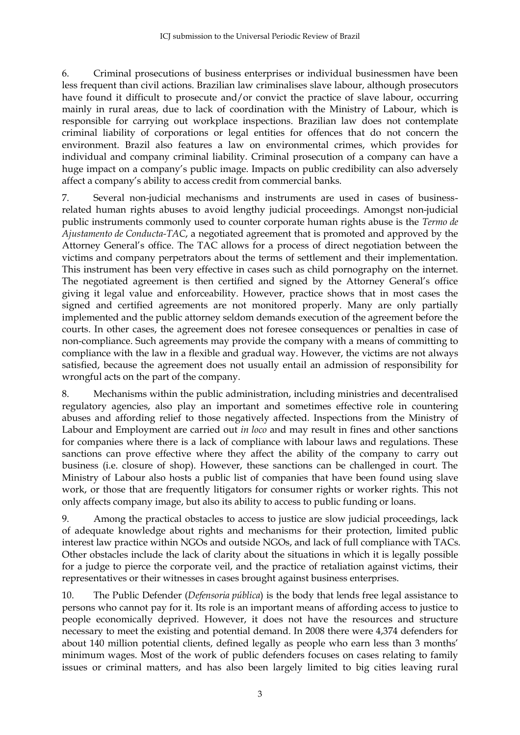6. Criminal prosecutions of business enterprises or individual businessmen have been less frequent than civil actions. Brazilian law criminalises slave labour, although prosecutors have found it difficult to prosecute and/or convict the practice of slave labour, occurring mainly in rural areas, due to lack of coordination with the Ministry of Labour, which is responsible for carrying out workplace inspections. Brazilian law does not contemplate criminal liability of corporations or legal entities for offences that do not concern the environment. Brazil also features a law on environmental crimes, which provides for individual and company criminal liability. Criminal prosecution of a company can have a huge impact on a company's public image. Impacts on public credibility can also adversely affect a company's ability to access credit from commercial banks.

7. Several non-judicial mechanisms and instruments are used in cases of business-related human rights abuses to avoid lengthy judicial proceedings. Amongst non-judicial public instruments commonly used to counter corporate human rights abuse is the *Termo de Ajustamento de Conducta-TAC*, a negotiated agreement that is promoted and approved by the Attorney General's office. The TAC allows for a process of direct negotiation between the victims and company perpetrators about the terms of settlement and their implementation. This instrument has been very effective in cases such as child pornography on the internet. The negotiated agreement is then certified and signed by the Attorney General's office giving it legal value and enforceability. However, practice shows that in most cases the signed and certified agreements are not monitored properly. Many are only partially implemented and the public attorney seldom demands execution of the agreement before the courts. In other cases, the agreement does not foresee consequences or penalties in case of non-compliance. Such agreements may provide the company with a means of committing to compliance with the law in a flexible and gradual way. However, the victims are not always satisfied, because the agreement does not usually entail an admission of responsibility for wrongful acts on the part of the company.

8. Mechanisms within the public administration, including ministries and decentralised regulatory agencies, also play an important and sometimes effective role in countering abuses and affording relief to those negatively affected. Inspections from the Ministry of Labour and Employment are carried out *in loco* and may result in fines and other sanctions for companies where there is a lack of compliance with labour laws and regulations. These sanctions can prove effective where they affect the ability of the company to carry out business (i.e. closure of shop). However, these sanctions can be challenged in court. The Ministry of Labour also hosts a public list of companies that have been found using slave work, or those that are frequently litigators for consumer rights or worker rights. This not only affects company image, but also its ability to access to public funding or loans.

9. Among the practical obstacles to access to justice are slow judicial proceedings, lack of adequate knowledge about rights and mechanisms for their protection, limited public interest law practice within NGOs and outside NGOs, and lack of full compliance with TACs. Other obstacles include the lack of clarity about the situations in which it is legally possible for a judge to pierce the corporate veil, and the practice of retaliation against victims, their representatives or their witnesses in cases brought against business enterprises.

10. The Public Defender (*Defensoria pública*) is the body that lends free legal assistance to persons who cannot pay for it. Its role is an important means of affording access to justice to people economically deprived. However, it does not have the resources and structure necessary to meet the existing and potential demand. In 2008 there were 4,374 defenders for about 140 million potential clients, defined legally as people who earn less than 3 months' minimum wages. Most of the work of public defenders focuses on cases relating to family issues or criminal matters, and has also been largely limited to big cities leaving rural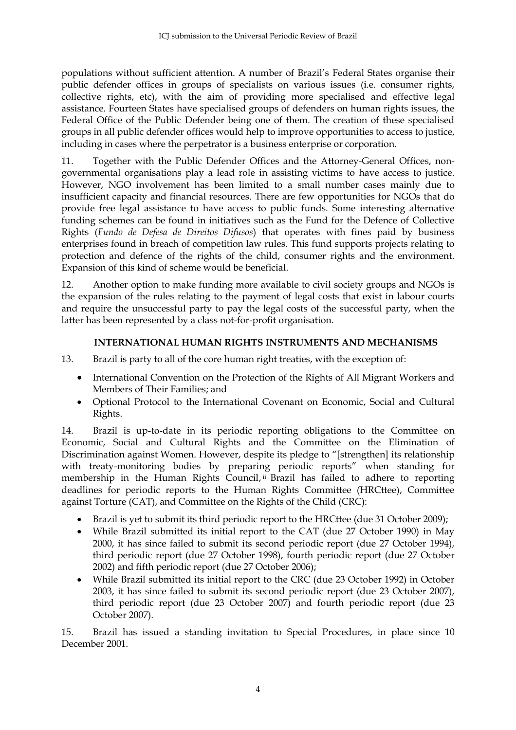populations without sufficient attention. A number of Brazil's Federal States organise their public defender offices in groups of specialists on various issues (i.e. consumer rights, collective rights, etc), with the aim of providing more specialised and effective legal assistance. Fourteen States have specialised groups of defenders on human rights issues, the Federal Office of the Public Defender being one of them. The creation of these specialised groups in all public defender offices would help to improve opportunities to access to justice, including in cases where the perpetrator is a business enterprise or corporation.

11. Together with the Public Defender Offices and the Attorney-General Offices, non-governmental organisations play a lead role in assisting victims to have access to justice. However, NGO involvement has been limited to a small number cases mainly due to insufficient capacity and financial resources. There are few opportunities for NGOs that do provide free legal assistance to have access to public funds. Some interesting alternative funding schemes can be found in initiatives such as the Fund for the Defence of Collective Rights (*Fundo de Defesa de Direitos Difusos*) that operates with fines paid by business enterprises found in breach of competition law rules. This fund supports projects relating to protection and defence of the rights of the child, consumer rights and the environment. Expansion of this kind of scheme would be beneficial.

12. Another option to make funding more available to civil society groups and NGOs is the expansion of the rules relating to the payment of legal costs that exist in labour courts and require the unsuccessful party to pay the legal costs of the successful party, when the latter has been represented by a class not-for-profit organisation.

## INTERNATIONAL HUMAN RIGHTS INSTRUMENTS AND MECHANISMS

13. Brazil is party to all of the core human right treaties, with the exception of:

- International Convention on the Protection of the Rights of All Migrant Workers and Members of Their Families; and
- Optional Protocol to the International Covenant on Economic, Social and Cultural Rights.

14. Brazil is up-to-date in its periodic reporting obligations to the Committee on Economic, Social and Cultural Rights and the Committee on the Elimination of Discrimination against Women. However, despite its pledge to "[strengthen] its relationship with treaty-monitoring bodies by preparing periodic reports" when standing for membership in the Human Rights Council,[ii] Brazil has failed to adhere to reporting deadlines for periodic reports to the Human Rights Committee (HRCttee), Committee against Torture (CAT), and Committee on the Rights of the Child (CRC):

- Brazil is yet to submit its third periodic report to the HRCttee (due 31 October 2009);
- While Brazil submitted its initial report to the CAT (due 27 October 1990) in May 2000, it has since failed to submit its second periodic report (due 27 October 1994), third periodic report (due 27 October 1998), fourth periodic report (due 27 October 2002) and fifth periodic report (due 27 October 2006);
- While Brazil submitted its initial report to the CRC (due 23 October 1992) in October 2003, it has since failed to submit its second periodic report (due 23 October 2007), third periodic report (due 23 October 2007) and fourth periodic report (due 23 October 2007).

15. Brazil has issued a standing invitation to Special Procedures, in place since 10 December 2001.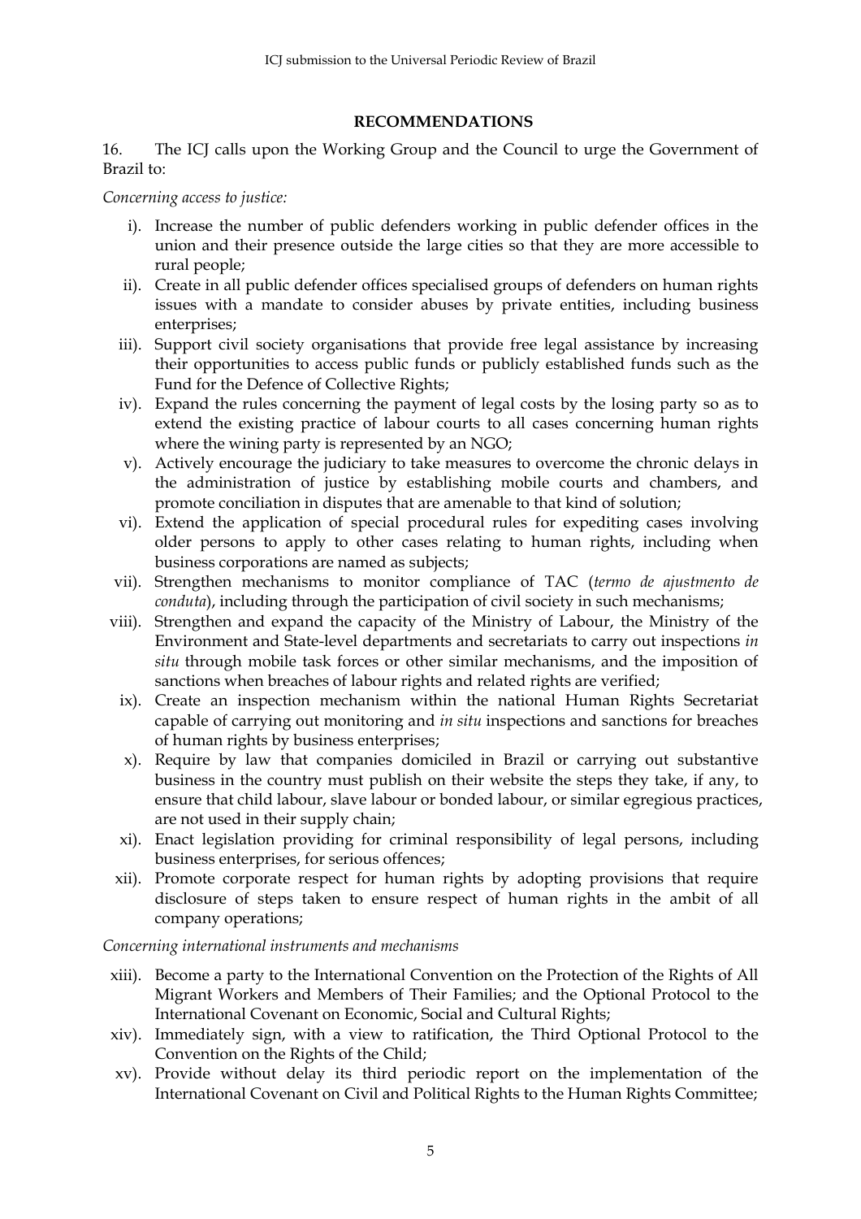**RECOMMENDATIONS**

16. The ICJ calls upon the Working Group and the Council to urge the Government of Brazil to:

*Concerning access to justice:*

i). Increase the number of public defenders working in public defender offices in the union and their presence outside the large cities so that they are more accessible to rural people;

ii). Create in all public defender offices specialised groups of defenders on human rights issues with a mandate to consider abuses by private entities, including business enterprises;

iii). Support civil society organisations that provide free legal assistance by increasing their opportunities to access public funds or publicly established funds such as the Fund for the Defence of Collective Rights;

iv). Expand the rules concerning the payment of legal costs by the losing party so as to extend the existing practice of labour courts to all cases concerning human rights where the wining party is represented by an NGO;

v). Actively encourage the judiciary to take measures to overcome the chronic delays in the administration of justice by establishing mobile courts and chambers, and promote conciliation in disputes that are amenable to that kind of solution;

vi). Extend the application of special procedural rules for expediting cases involving older persons to apply to other cases relating to human rights, including when business corporations are named as subjects;

vii). Strengthen mechanisms to monitor compliance of TAC (*termo de ajustmento de conduta*), including through the participation of civil society in such mechanisms;

viii). Strengthen and expand the capacity of the Ministry of Labour, the Ministry of the Environment and State-level departments and secretariats to carry out inspections *in situ* through mobile task forces or other similar mechanisms, and the imposition of sanctions when breaches of labour rights and related rights are verified;

ix). Create an inspection mechanism within the national Human Rights Secretariat capable of carrying out monitoring and *in situ* inspections and sanctions for breaches of human rights by business enterprises;

x). Require by law that companies domiciled in Brazil or carrying out substantive business in the country must publish on their website the steps they take, if any, to ensure that child labour, slave labour or bonded labour, or similar egregious practices, are not used in their supply chain;

xi). Enact legislation providing for criminal responsibility of legal persons, including business enterprises, for serious offences;

xii). Promote corporate respect for human rights by adopting provisions that require disclosure of steps taken to ensure respect of human rights in the ambit of all company operations;

*Concerning international instruments and mechanisms*

xiii). Become a party to the International Convention on the Protection of the Rights of All Migrant Workers and Members of Their Families; and the Optional Protocol to the International Covenant on Economic, Social and Cultural Rights;

xiv). Immediately sign, with a view to ratification, the Third Optional Protocol to the Convention on the Rights of the Child;

xv). Provide without delay its third periodic report on the implementation of the International Covenant on Civil and Political Rights to the Human Rights Committee;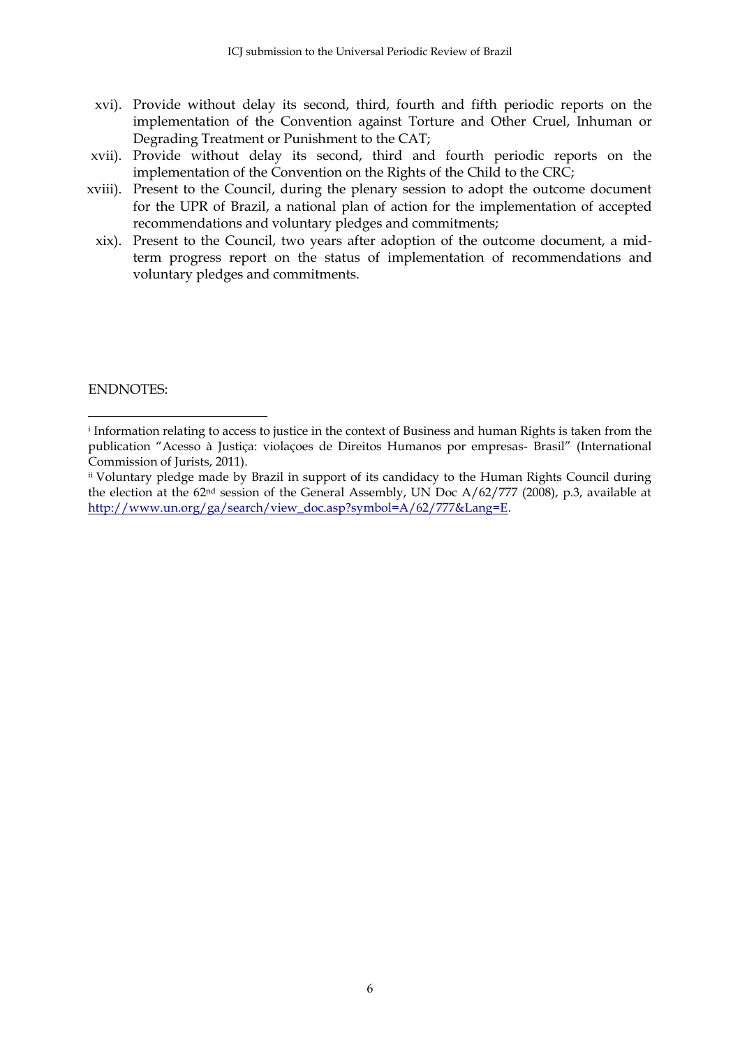xvi). Provide without delay its second, third, fourth and fifth periodic reports on the implementation of the Convention against Torture and Other Cruel, Inhuman or Degrading Treatment or Punishment to the CAT;

xvii). Provide without delay its second, third and fourth periodic reports on the implementation of the Convention on the Rights of the Child to the CRC;

xviii). Present to the Council, during the plenary session to adopt the outcome document for the UPR of Brazil, a national plan of action for the implementation of accepted recommendations and voluntary pledges and commitments;

xix). Present to the Council, two years after adoption of the outcome document, a mid-term progress report on the status of implementation of recommendations and voluntary pledges and commitments.

ENDNOTES:

---

[i] Information relating to access to justice in the context of Business and human Rights is taken from the publication "Acesso à Justiça: violaçoes de Direitos Humanos por empresas- Brasil" (International Commission of Jurists, 2011).

[ii] Voluntary pledge made by Brazil in support of its candidacy to the Human Rights Council during the election at the 62nd session of the General Assembly, UN Doc A/62/777 (2008), p.3, available at http://www.un.org/ga/search/view_doc.asp?symbol=A/62/777&Lang=E.